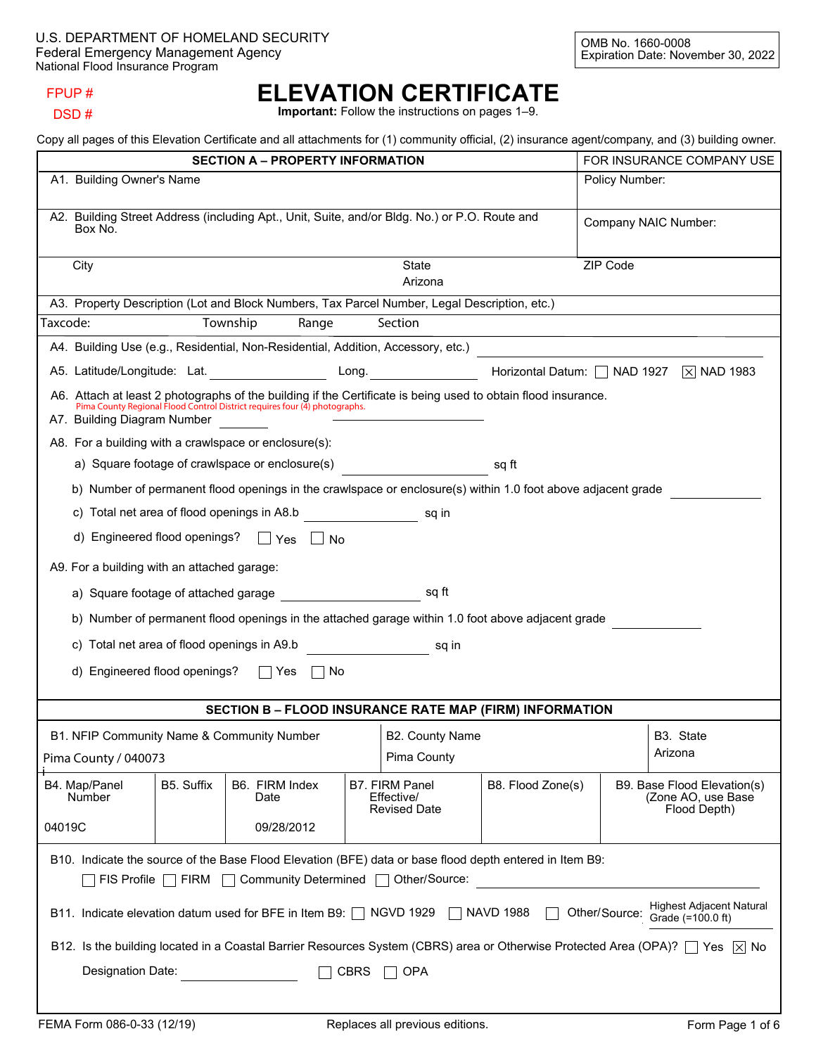U.S. DEPARTMENT OF HOMELAND SECURITY
Federal Emergency Management Agency
National Flood Insurance Program

OMB No. 1660-0008
Expiration Date: November 30, 2022

FPUP #

DSD #

# ELEVATION CERTIFICATE

**Important:** Follow the instructions on pages 1–9.

Copy all pages of this Elevation Certificate and all attachments for (1) community official, (2) insurance agent/company, and (3) building owner.

## SECTION A – PROPERTY INFORMATION

| SECTION A – PROPERTY INFORMATION | | FOR INSURANCE COMPANY USE |
|---|---|---|
| A1. Building Owner's Name | | Policy Number: |
| A2. Building Street Address (including Apt., Unit, Suite, and/or Bldg. No.) or P.O. Route and Box No. | | Company NAIC Number: |
| City | State Arizona | ZIP Code |

A3. Property Description (Lot and Block Numbers, Tax Parcel Number, Legal Description, etc.)

Taxcode: Township Range Section

A4. Building Use (e.g., Residential, Non-Residential, Addition, Accessory, etc.) ____________

A5. Latitude/Longitude: Lat. ____________ Long. ____________ Horizontal Datum: ☐ NAD 1927 ☒ NAD 1983

A6. Attach at least 2 photographs of the building if the Certificate is being used to obtain flood insurance.
Pima County Regional Flood Control District requires four (4) photographs.

A7. Building Diagram Number ________ ____________

A8. For a building with a crawlspace or enclosure(s):

a) Square footage of crawlspace or enclosure(s) ____________ sq ft

b) Number of permanent flood openings in the crawlspace or enclosure(s) within 1.0 foot above adjacent grade ________

c) Total net area of flood openings in A8.b ____________ sq in

d) Engineered flood openings? ☐ Yes ☐ No

A9. For a building with an attached garage:

a) Square footage of attached garage ____________ sq ft

b) Number of permanent flood openings in the attached garage within 1.0 foot above adjacent grade ________

c) Total net area of flood openings in A9.b ____________ sq in

d) Engineered flood openings? ☐ Yes ☐ No

## SECTION B – FLOOD INSURANCE RATE MAP (FIRM) INFORMATION

| B1. NFIP Community Name & Community Number | B2. County Name | B3. State |
|---|---|---|
| Pima County / 040073 | Pima County | Arizona |

| B4. Map/Panel Number | B5. Suffix | B6. FIRM Index Date | B7. FIRM Panel Effective/ Revised Date | B8. Flood Zone(s) | B9. Base Flood Elevation(s) (Zone AO, use Base Flood Depth) |
|---|---|---|---|---|---|
| 04019C | | 09/28/2012 | | | |

B10. Indicate the source of the Base Flood Elevation (BFE) data or base flood depth entered in Item B9:
☐ FIS Profile ☐ FIRM ☐ Community Determined ☐ Other/Source: ____________

B11. Indicate elevation datum used for BFE in Item B9: ☐ NGVD 1929 ☐ NAVD 1988 ☐ Other/Source: Highest Adjacent Natural Grade (=100.0 ft)

B12. Is the building located in a Coastal Barrier Resources System (CBRS) area or Otherwise Protected Area (OPA)? ☐ Yes ☒ No

Designation Date: ____________ ☐ CBRS ☐ OPA

FEMA Form 086-0-33 (12/19) Replaces all previous editions.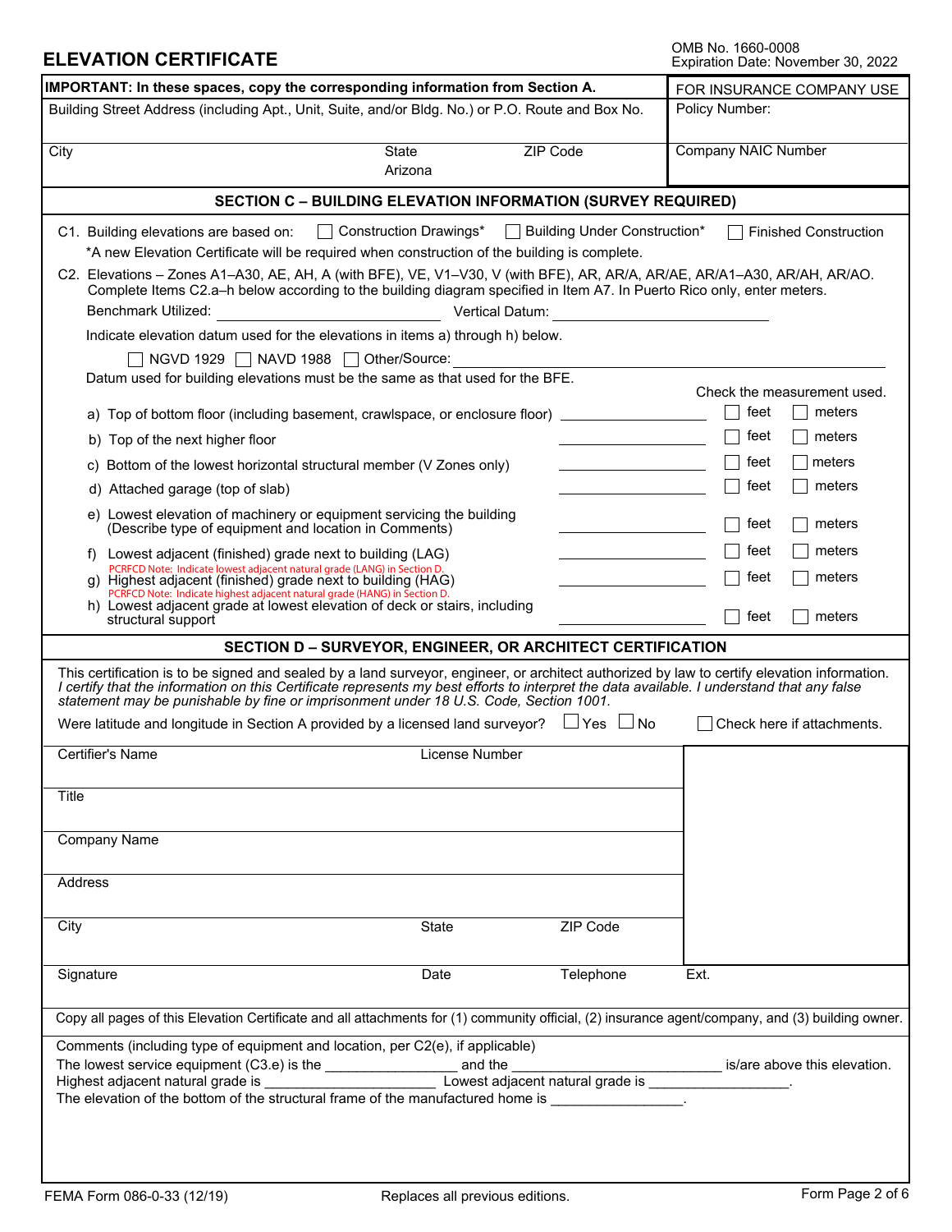# ELEVATION CERTIFICATE

OMB No. 1660-0008
Expiration Date: November 30, 2022

| IMPORTANT: In these spaces, copy the corresponding information from Section A. | | | FOR INSURANCE COMPANY USE |
|---|---|---|---|
| Building Street Address (including Apt., Unit, Suite, and/or Bldg. No.) or P.O. Route and Box No. | | | Policy Number: |
| City | State Arizona | ZIP Code | Company NAIC Number |

## SECTION C – BUILDING ELEVATION INFORMATION (SURVEY REQUIRED)

C1. Building elevations are based on: ☐ Construction Drawings* ☐ Building Under Construction* ☐ Finished Construction

*A new Elevation Certificate will be required when construction of the building is complete.

C2. Elevations – Zones A1–A30, AE, AH, A (with BFE), VE, V1–V30, V (with BFE), AR, AR/A, AR/AE, AR/A1–A30, AR/AH, AR/AO. Complete Items C2.a–h below according to the building diagram specified in Item A7. In Puerto Rico only, enter meters.

Benchmark Utilized: ____________ Vertical Datum: ____________

Indicate elevation datum used for the elevations in items a) through h) below.

☐ NGVD 1929 ☐ NAVD 1988 ☐ Other/Source: ____________

Datum used for building elevations must be the same as that used for the BFE.

Check the measurement used.

a) Top of bottom floor (including basement, crawlspace, or enclosure floor) ____________ ☐ feet ☐ meters

b) Top of the next higher floor ____________ ☐ feet ☐ meters

c) Bottom of the lowest horizontal structural member (V Zones only) ____________ ☐ feet ☐ meters

d) Attached garage (top of slab) ____________ ☐ feet ☐ meters

e) Lowest elevation of machinery or equipment servicing the building (Describe type of equipment and location in Comments) ____________ ☐ feet ☐ meters

f) Lowest adjacent (finished) grade next to building (LAG) ____________ ☐ feet ☐ meters
PCRFCD Note: Indicate lowest adjacent natural grade (LANG) in Section D.

g) Highest adjacent (finished) grade next to building (HAG) ____________ ☐ feet ☐ meters
PCRFCD Note: Indicate highest adjacent natural grade (HANG) in Section D.

h) Lowest adjacent grade at lowest elevation of deck or stairs, including structural support ____________ ☐ feet ☐ meters

## SECTION D – SURVEYOR, ENGINEER, OR ARCHITECT CERTIFICATION

This certification is to be signed and sealed by a land surveyor, engineer, or architect authorized by law to certify elevation information. *I certify that the information on this Certificate represents my best efforts to interpret the data available. I understand that any false statement may be punishable by fine or imprisonment under 18 U.S. Code, Section 1001.*

Were latitude and longitude in Section A provided by a licensed land surveyor? ☐ Yes ☐ No ☐ Check here if attachments.

| Certifier's Name | License Number | | |
|---|---|---|---|
| Title | | | |
| Company Name | | | |
| Address | | | |
| City | State | ZIP Code | |
| Signature | Date | Telephone | Ext. |

Copy all pages of this Elevation Certificate and all attachments for (1) community official, (2) insurance agent/company, and (3) building owner.

Comments (including type of equipment and location, per C2(e), if applicable)

The lowest service equipment (C3.e) is the ____________ and the ____________ is/are above this elevation.

Highest adjacent natural grade is ____________ Lowest adjacent natural grade is ____________.

The elevation of the bottom of the structural frame of the manufactured home is ____________.

FEMA Form 086-0-33 (12/19) Replaces all previous editions.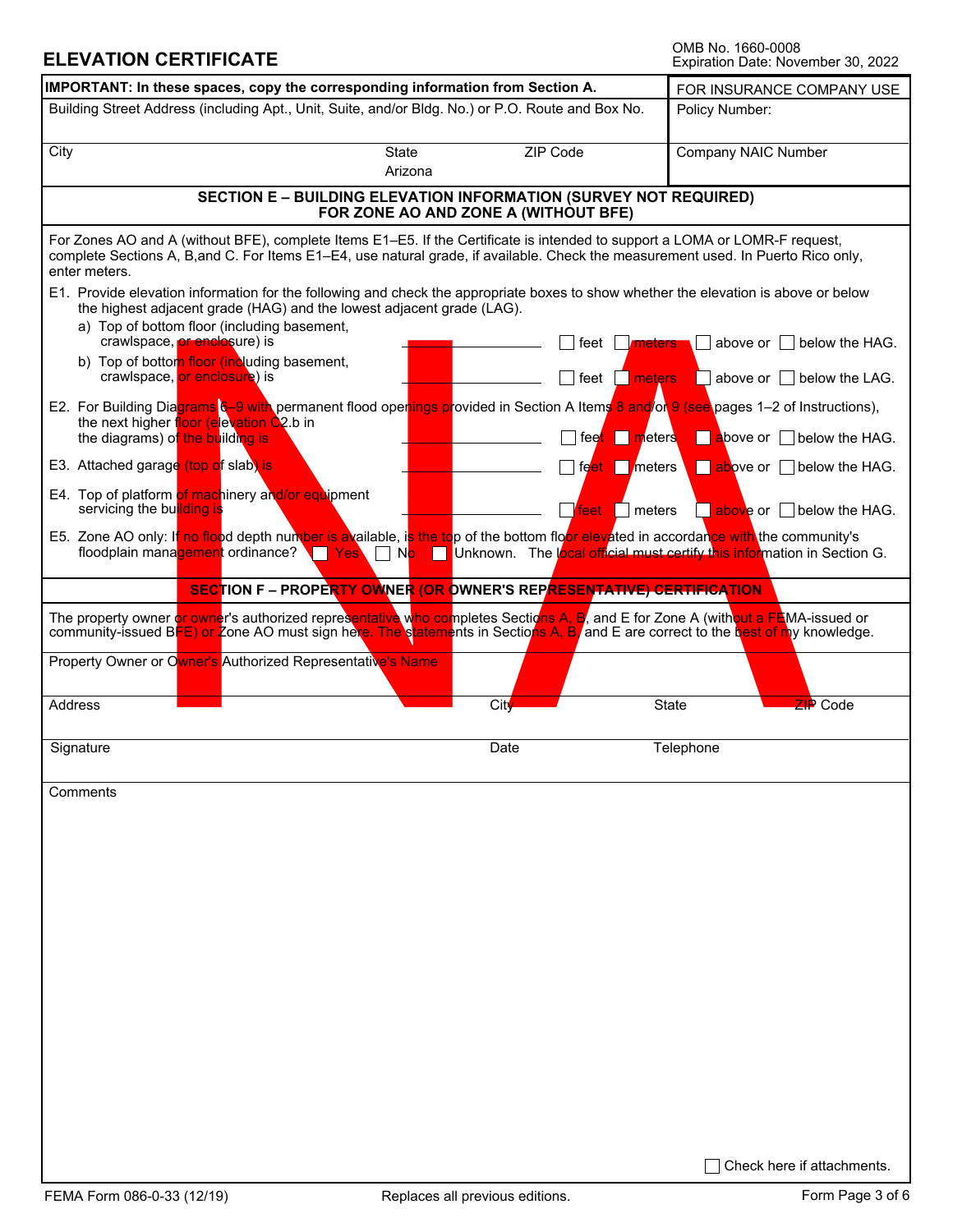# ELEVATION CERTIFICATE

OMB No. 1660-0008
Expiration Date: November 30, 2022

| **IMPORTANT: In these spaces, copy the corresponding information from Section A.** | | | FOR INSURANCE COMPANY USE |
|---|---|---|---|
| Building Street Address (including Apt., Unit, Suite, and/or Bldg. No.) or P.O. Route and Box No. | | | Policy Number: |
| City | State<br>Arizona | ZIP Code | Company NAIC Number |

## SECTION E – BUILDING ELEVATION INFORMATION (SURVEY NOT REQUIRED) FOR ZONE AO AND ZONE A (WITHOUT BFE)

For Zones AO and A (without BFE), complete Items E1–E5. If the Certificate is intended to support a LOMA or LOMR-F request, complete Sections A, B,and C. For Items E1–E4, use natural grade, if available. Check the measurement used. In Puerto Rico only, enter meters.

E1. Provide elevation information for the following and check the appropriate boxes to show whether the elevation is above or below the highest adjacent grade (HAG) and the lowest adjacent grade (LAG).

a) Top of bottom floor (including basement, crawlspace, or enclosure) is ________ ☐ feet ☐ meters ☐ above or ☐ below the HAG.

b) Top of bottom floor (including basement, crawlspace, or enclosure) is ________ ☐ feet ☐ meters ☐ above or ☐ below the LAG.

E2. For Building Diagrams 6–9 with permanent flood openings provided in Section A Items 8 and/or 9 (see pages 1–2 of Instructions), the next higher floor (elevation C2.b in the diagrams) of the building is ________ ☐ feet ☐ meters ☐ above or ☐ below the HAG.

E3. Attached garage (top of slab) is ________ ☐ feet ☐ meters ☐ above or ☐ below the HAG.

E4. Top of platform of machinery and/or equipment servicing the building is ________ ☐ feet ☐ meters ☐ above or ☐ below the HAG.

E5. Zone AO only: If no flood depth number is available, is the top of the bottom floor elevated in accordance with the community's floodplain management ordinance? ☐ Yes ☐ No ☐ Unknown. The local official must certify this information in Section G.

## SECTION F – PROPERTY OWNER (OR OWNER'S REPRESENTATIVE) CERTIFICATION

The property owner or owner's authorized representative who completes Sections A, B, and E for Zone A (without a FEMA-issued or community-issued BFE) or Zone AO must sign here. The statements in Sections A, B, and E are correct to the best of my knowledge.

| Property Owner or Owner's Authorized Representative's Name | | | |
|---|---|---|---|
| Address | City | State | ZIP Code |
| Signature | Date | Telephone | |

Comments

☐ Check here if attachments.

NA

FEMA Form 086-0-33 (12/19) Replaces all previous editions.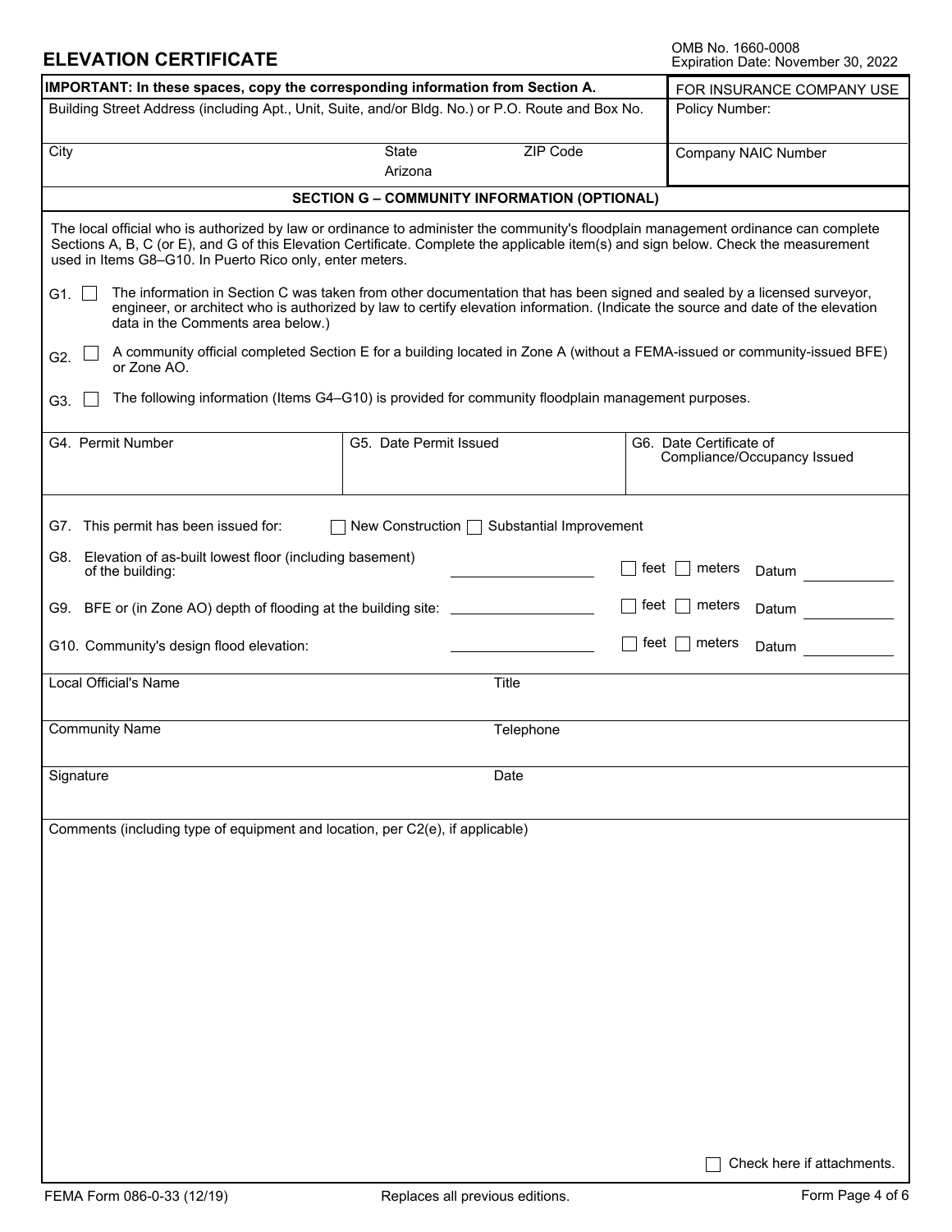# ELEVATION CERTIFICATE

OMB No. 1660-0008
Expiration Date: November 30, 2022

| IMPORTANT: In these spaces, copy the corresponding information from Section A. | | | FOR INSURANCE COMPANY USE |
|---|---|---|---|
| Building Street Address (including Apt., Unit, Suite, and/or Bldg. No.) or P.O. Route and Box No. | | | Policy Number: |
| City | State Arizona | ZIP Code | Company NAIC Number |

## SECTION G – COMMUNITY INFORMATION (OPTIONAL)

The local official who is authorized by law or ordinance to administer the community's floodplain management ordinance can complete Sections A, B, C (or E), and G of this Elevation Certificate. Complete the applicable item(s) and sign below. Check the measurement used in Items G8–G10. In Puerto Rico only, enter meters.

- G1. ☐ The information in Section C was taken from other documentation that has been signed and sealed by a licensed surveyor, engineer, or architect who is authorized by law to certify elevation information. (Indicate the source and date of the elevation data in the Comments area below.)
- G2. ☐ A community official completed Section E for a building located in Zone A (without a FEMA-issued or community-issued BFE) or Zone AO.
- G3. ☐ The following information (Items G4–G10) is provided for community floodplain management purposes.

| G4. Permit Number | G5. Date Permit Issued | G6. Date Certificate of Compliance/Occupancy Issued |
|---|---|---|
| | | |

G7. This permit has been issued for: ☐ New Construction ☐ Substantial Improvement

G8. Elevation of as-built lowest floor (including basement) of the building: __________ ☐ feet ☐ meters Datum __________

G9. BFE or (in Zone AO) depth of flooding at the building site: __________ ☐ feet ☐ meters Datum __________

G10. Community's design flood elevation: __________ ☐ feet ☐ meters Datum __________

| Local Official's Name | Title |
|---|---|
| Community Name | Telephone |
| Signature | Date |

Comments (including type of equipment and location, per C2(e), if applicable)

☐ Check here if attachments.

FEMA Form 086-0-33 (12/19) Replaces all previous editions.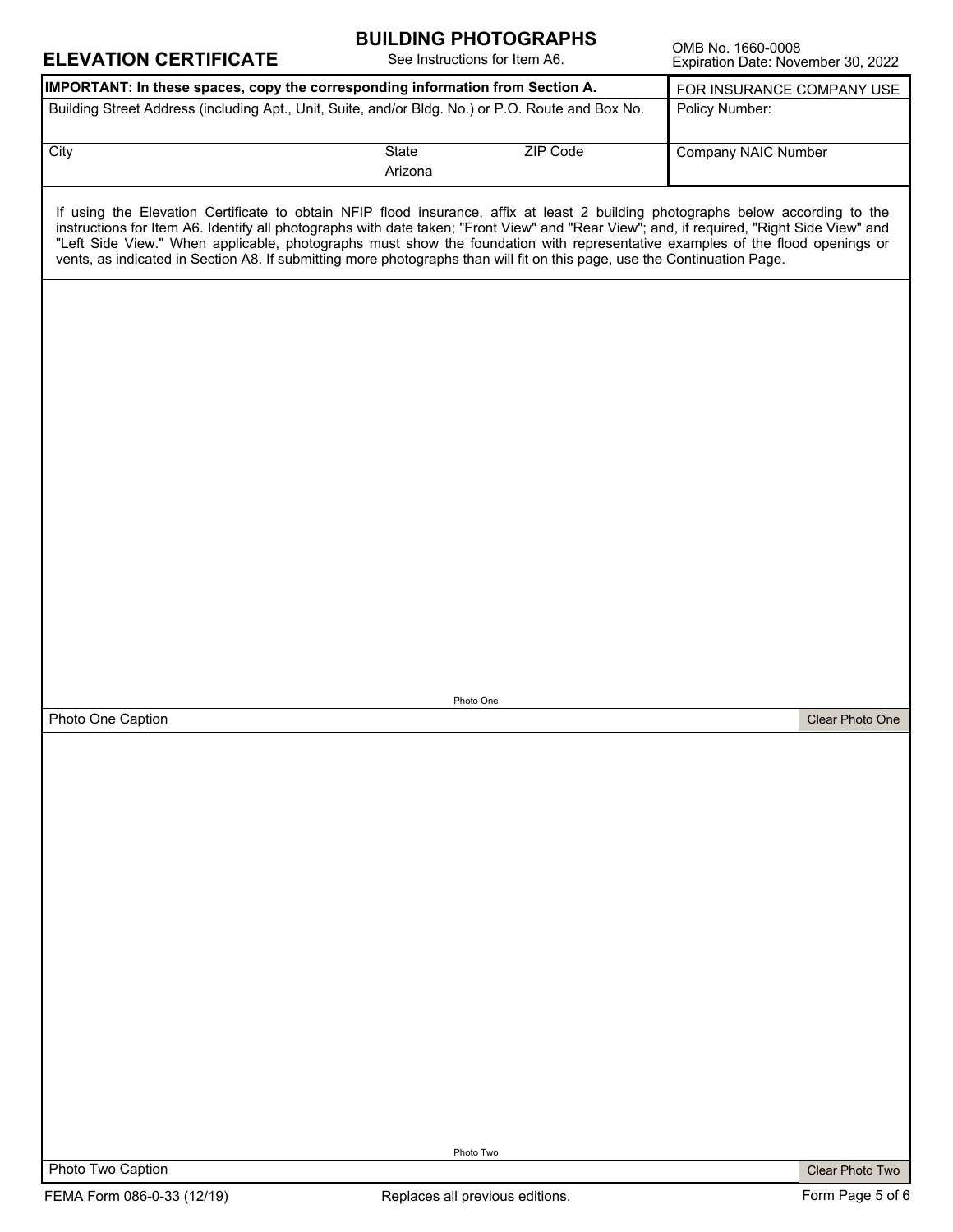# ELEVATION CERTIFICATE

## BUILDING PHOTOGRAPHS

See Instructions for Item A6.

OMB No. 1660-0008
Expiration Date: November 30, 2022

| **IMPORTANT: In these spaces, copy the corresponding information from Section A.** | | | FOR INSURANCE COMPANY USE |
|---|---|---|---|
| Building Street Address (including Apt., Unit, Suite, and/or Bldg. No.) or P.O. Route and Box No. | | | Policy Number: |
| City | State<br>Arizona | ZIP Code | Company NAIC Number |

If using the Elevation Certificate to obtain NFIP flood insurance, affix at least 2 building photographs below according to the instructions for Item A6. Identify all photographs with date taken; "Front View" and "Rear View"; and, if required, "Right Side View" and "Left Side View." When applicable, photographs must show the foundation with representative examples of the flood openings or vents, as indicated in Section A8. If submitting more photographs than will fit on this page, use the Continuation Page.

Photo One

Photo One Caption

Clear Photo One

Photo Two

Photo Two Caption

Clear Photo Two

FEMA Form 086-0-33 (12/19) Replaces all previous editions.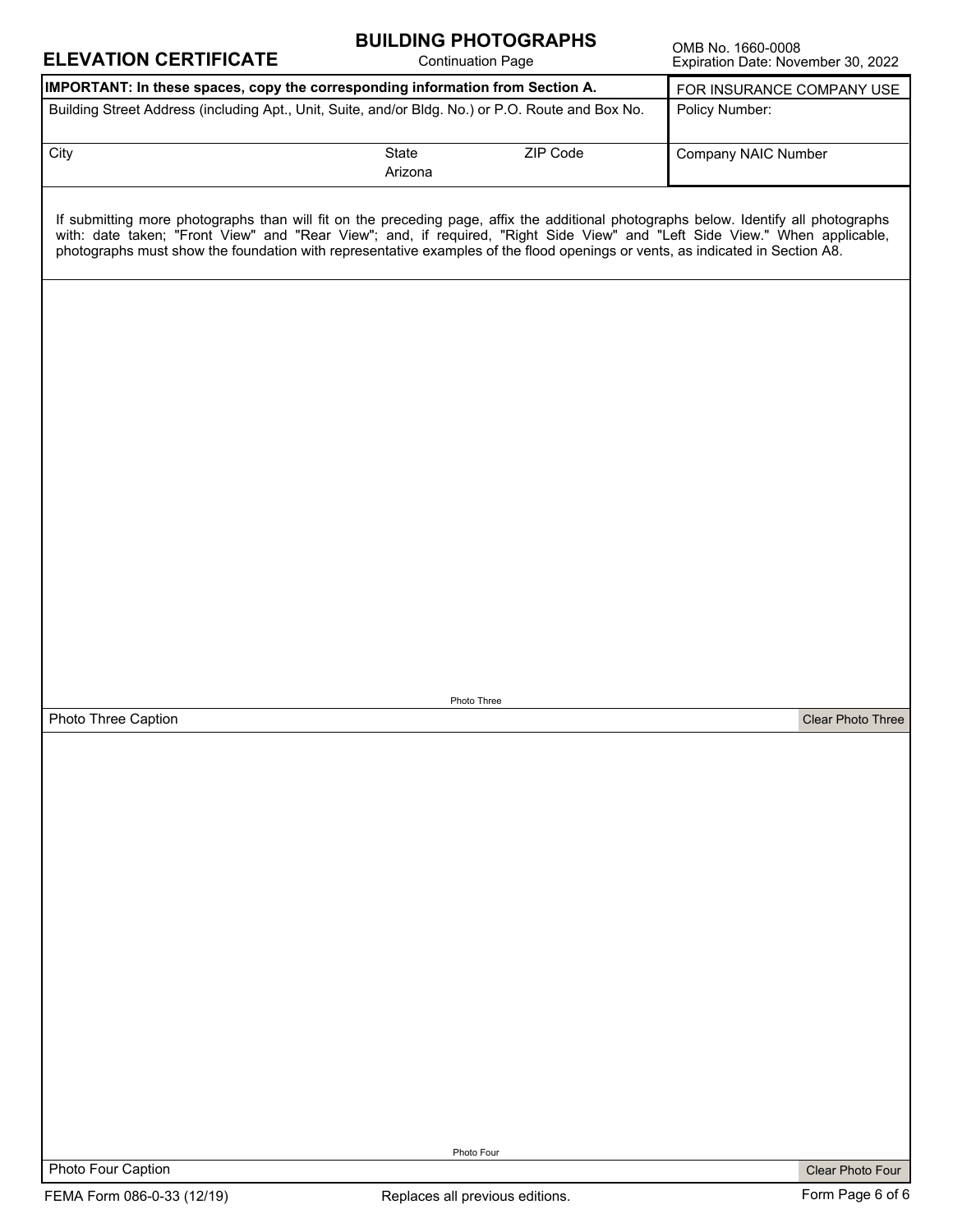# ELEVATION CERTIFICATE

## BUILDING PHOTOGRAPHS

Continuation Page

OMB No. 1660-0008
Expiration Date: November 30, 2022

| **IMPORTANT: In these spaces, copy the corresponding information from Section A.** | | | FOR INSURANCE COMPANY USE |
|---|---|---|---|
| Building Street Address (including Apt., Unit, Suite, and/or Bldg. No.) or P.O. Route and Box No. | | | Policy Number: |
| City | State<br>Arizona | ZIP Code | Company NAIC Number |

If submitting more photographs than will fit on the preceding page, affix the additional photographs below. Identify all photographs with: date taken; "Front View" and "Rear View"; and, if required, "Right Side View" and "Left Side View." When applicable, photographs must show the foundation with representative examples of the flood openings or vents, as indicated in Section A8.

Photo Three

Photo Three Caption

Clear Photo Three

Photo Four

Photo Four Caption

Clear Photo Four

FEMA Form 086-0-33 (12/19) Replaces all previous editions.